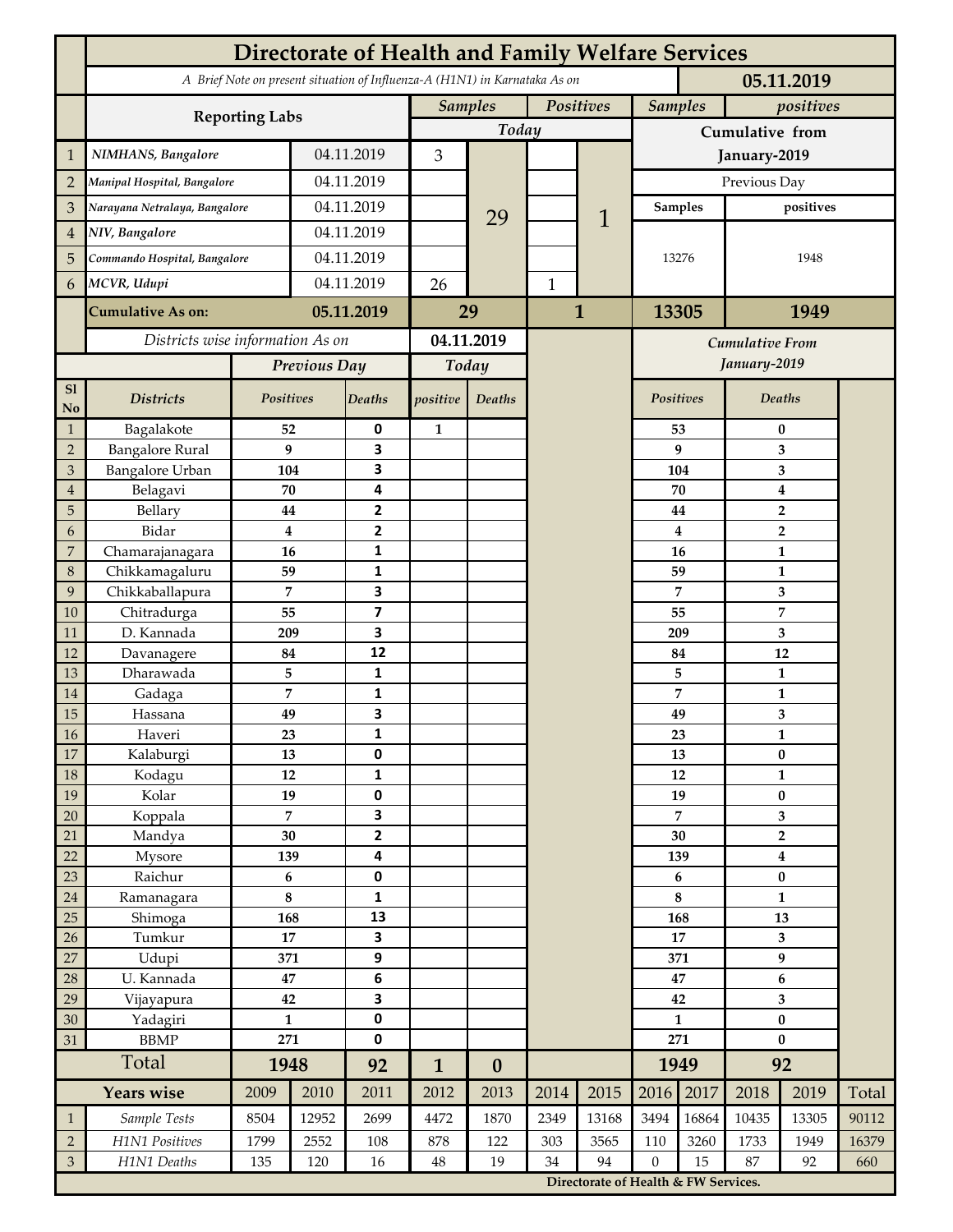# Directorate of Health and Family Welfare Services

*A Brief Note on present situation of Influenza-A (H1N1) in Karnataka As on* **05.11.2019**

| | Reporting Labs | | Samples Today | | Positives Today | | Cumulative from January-2019 Samples | Cumulative from January-2019 positives |
|---|---|---|---|---|---|---|---|---|
| | | | | | | | Previous Day | |
| | | | | | | | Samples | positives |
| 1 | *NIMHANS, Bangalore* | 04.11.2019 | 3 | 29 | | 1 | 13276 | 1948 |
| 2 | *Manipal Hospital, Bangalore* | 04.11.2019 | | | | | | |
| 3 | *Narayana Netralaya, Bangalore* | 04.11.2019 | | | | | | |
| 4 | *NIV, Bangalore* | 04.11.2019 | | | | | | |
| 5 | *Commando Hospital, Bangalore* | 04.11.2019 | | | | | | |
| 6 | *MCVR, Udupi* | 04.11.2019 | 26 | | 1 | | | |
| | **Cumulative As on:** | **05.11.2019** | **29** | | **1** | | **13305** | **1949** |

*Districts wise information As on* **04.11.2019**

| Sl No | Districts | Previous Day Positives | Previous Day Deaths | Today positive | Today Deaths | Cumulative From January-2019 Positives | Cumulative From January-2019 Deaths |
|---|---|---|---|---|---|---|---|
| 1 | Bagalakote | 52 | 0 | 1 | | 53 | 0 |
| 2 | Bangalore Rural | 9 | 3 | | | 9 | 3 |
| 3 | Bangalore Urban | 104 | 3 | | | 104 | 3 |
| 4 | Belagavi | 70 | 4 | | | 70 | 4 |
| 5 | Bellary | 44 | 2 | | | 44 | 2 |
| 6 | Bidar | 4 | 2 | | | 4 | 2 |
| 7 | Chamarajanagara | 16 | 1 | | | 16 | 1 |
| 8 | Chikkamagaluru | 59 | 1 | | | 59 | 1 |
| 9 | Chikkaballapura | 7 | 3 | | | 7 | 3 |
| 10 | Chitradurga | 55 | 7 | | | 55 | 7 |
| 11 | D. Kannada | 209 | 3 | | | 209 | 3 |
| 12 | Davanagere | 84 | 12 | | | 84 | 12 |
| 13 | Dharawada | 5 | 1 | | | 5 | 1 |
| 14 | Gadaga | 7 | 1 | | | 7 | 1 |
| 15 | Hassana | 49 | 3 | | | 49 | 3 |
| 16 | Haveri | 23 | 1 | | | 23 | 1 |
| 17 | Kalaburgi | 13 | 0 | | | 13 | 0 |
| 18 | Kodagu | 12 | 1 | | | 12 | 1 |
| 19 | Kolar | 19 | 0 | | | 19 | 0 |
| 20 | Koppala | 7 | 3 | | | 7 | 3 |
| 21 | Mandya | 30 | 2 | | | 30 | 2 |
| 22 | Mysore | 139 | 4 | | | 139 | 4 |
| 23 | Raichur | 6 | 0 | | | 6 | 0 |
| 24 | Ramanagara | 8 | 1 | | | 8 | 1 |
| 25 | Shimoga | 168 | 13 | | | 168 | 13 |
| 26 | Tumkur | 17 | 3 | | | 17 | 3 |
| 27 | Udupi | 371 | 9 | | | 371 | 9 |
| 28 | U. Kannada | 47 | 6 | | | 47 | 6 |
| 29 | Vijayapura | 42 | 3 | | | 42 | 3 |
| 30 | Yadagiri | 1 | 0 | | | 1 | 0 |
| 31 | BBMP | 271 | 0 | | | 271 | 0 |
| | **Total** | **1948** | **92** | **1** | **0** | **1949** | **92** |

| | Years wise | 2009 | 2010 | 2011 | 2012 | 2013 | 2014 | 2015 | 2016 | 2017 | 2018 | 2019 | Total |
|---|---|---|---|---|---|---|---|---|---|---|---|---|---|
| 1 | *Sample Tests* | 8504 | 12952 | 2699 | 4472 | 1870 | 2349 | 13168 | 3494 | 16864 | 10435 | 13305 | 90112 |
| 2 | *H1N1 Positives* | 1799 | 2552 | 108 | 878 | 122 | 303 | 3565 | 110 | 3260 | 1733 | 1949 | 16379 |
| 3 | *H1N1 Deaths* | 135 | 120 | 16 | 48 | 19 | 34 | 94 | 0 | 15 | 87 | 92 | 660 |

**Directorate of Health & FW Services.**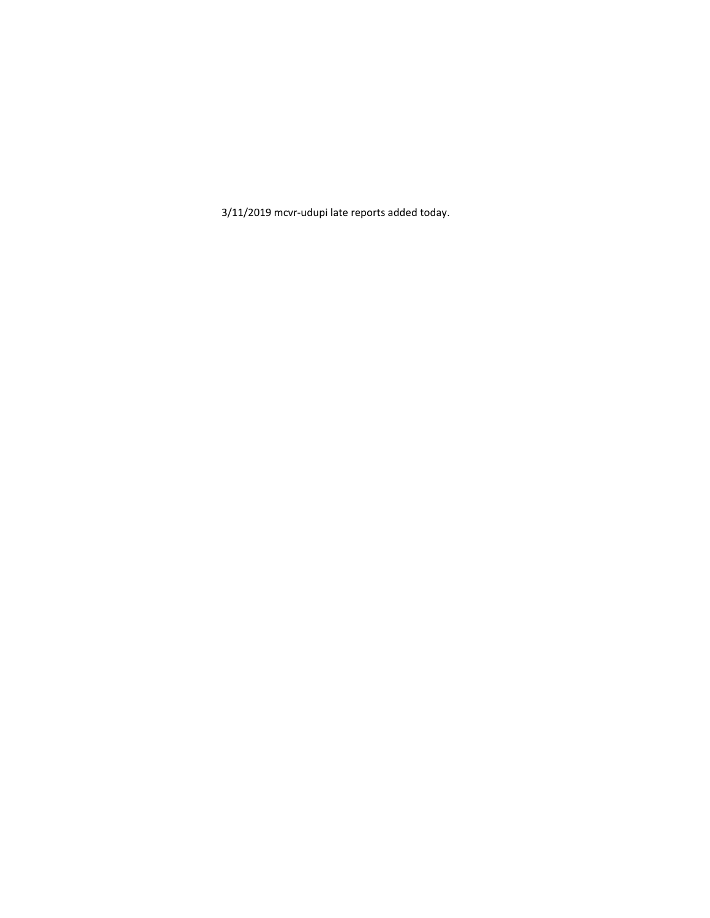3/11/2019 mcvr-udupi late reports added today.